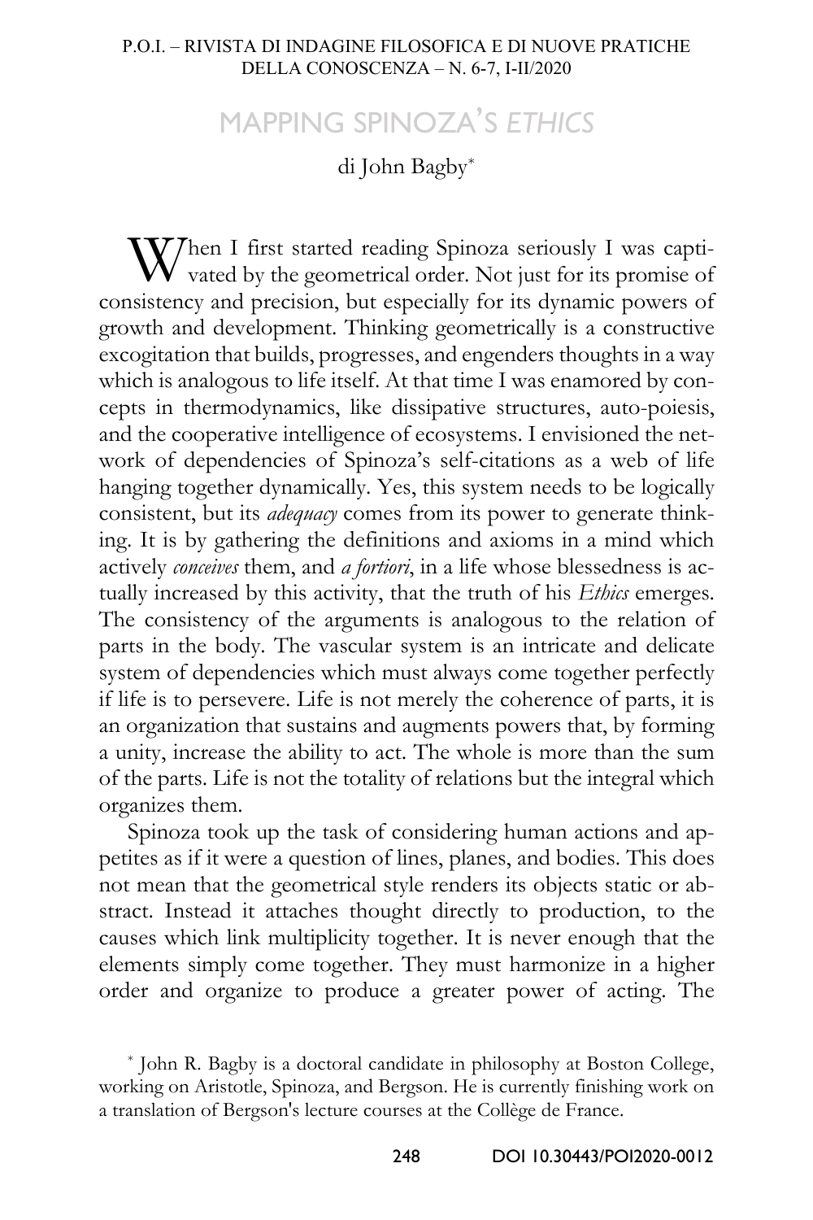# MAPPING SPINOZA'S *ETHICS*

di John Bagby*

When I first started reading Spinoza seriously I was captivated by the geometrical order. Not just for its promise of consistency and precision, but especially for its dynamic powers of growth and development. Thinking geometrically is a constructive excogitation that builds, progresses, and engenders thoughts in a way which is analogous to life itself. At that time I was enamored by concepts in thermodynamics, like dissipative structures, auto-poiesis, and the cooperative intelligence of ecosystems. I envisioned the network of dependencies of Spinoza's self-citations as a web of life hanging together dynamically. Yes, this system needs to be logically consistent, but its *adequacy* comes from its power to generate thinking. It is by gathering the definitions and axioms in a mind which actively *conceives* them, and *a fortiori*, in a life whose blessedness is actually increased by this activity, that the truth of his *Ethics* emerges. The consistency of the arguments is analogous to the relation of parts in the body. The vascular system is an intricate and delicate system of dependencies which must always come together perfectly if life is to persevere. Life is not merely the coherence of parts, it is an organization that sustains and augments powers that, by forming a unity, increase the ability to act. The whole is more than the sum of the parts. Life is not the totality of relations but the integral which organizes them.

Spinoza took up the task of considering human actions and appetites as if it were a question of lines, planes, and bodies. This does not mean that the geometrical style renders its objects static or abstract. Instead it attaches thought directly to production, to the causes which link multiplicity together. It is never enough that the elements simply come together. They must harmonize in a higher order and organize to produce a greater power of acting. The

\* John R. Bagby is a doctoral candidate in philosophy at Boston College, working on Aristotle, Spinoza, and Bergson. He is currently finishing work on a translation of Bergson's lecture courses at the Collège de France.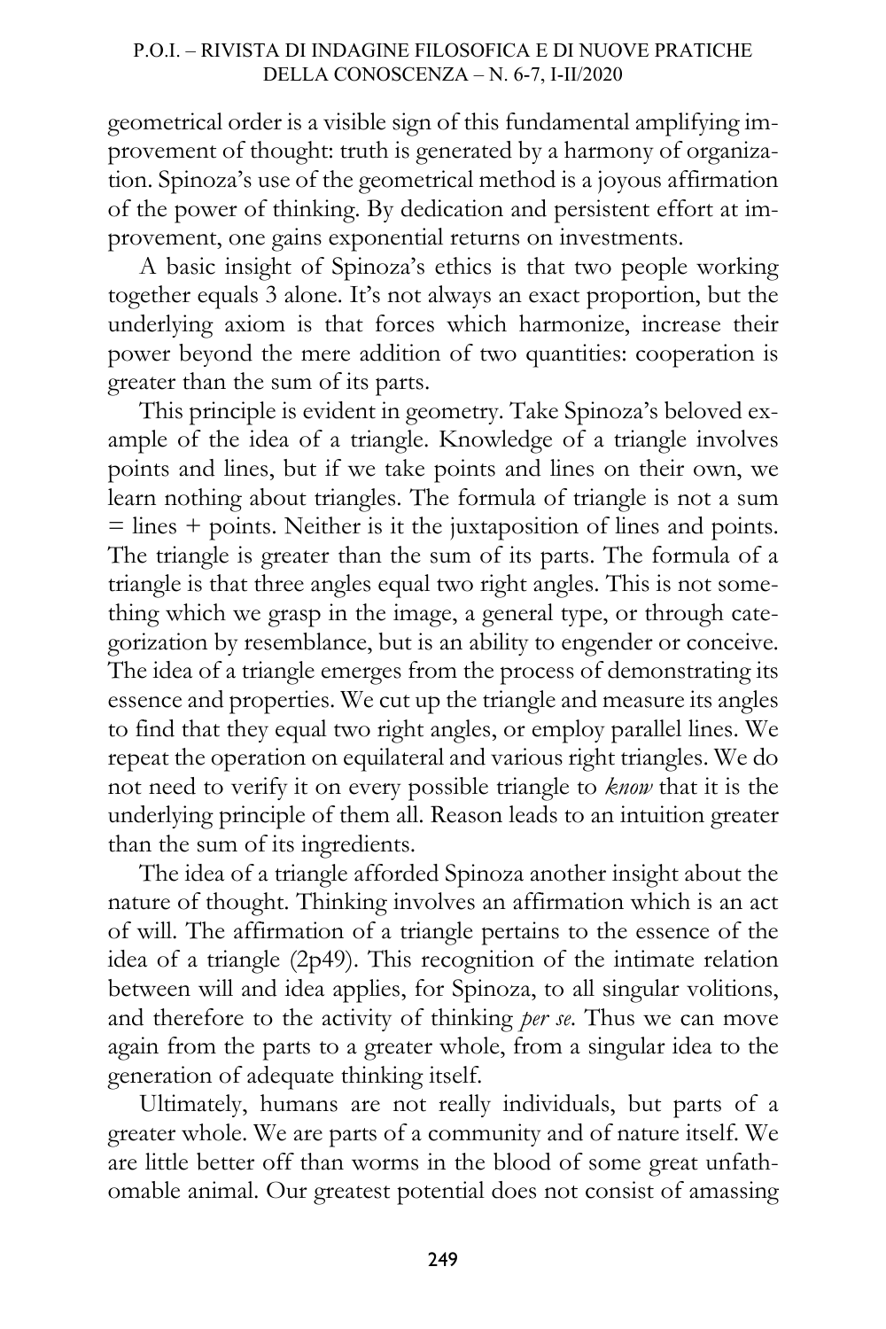geometrical order is a visible sign of this fundamental amplifying improvement of thought: truth is generated by a harmony of organization. Spinoza's use of the geometrical method is a joyous affirmation of the power of thinking. By dedication and persistent effort at improvement, one gains exponential returns on investments.

A basic insight of Spinoza's ethics is that two people working together equals 3 alone. It's not always an exact proportion, but the underlying axiom is that forces which harmonize, increase their power beyond the mere addition of two quantities: cooperation is greater than the sum of its parts.

This principle is evident in geometry. Take Spinoza's beloved example of the idea of a triangle. Knowledge of a triangle involves points and lines, but if we take points and lines on their own, we learn nothing about triangles. The formula of triangle is not a sum = lines + points. Neither is it the juxtaposition of lines and points. The triangle is greater than the sum of its parts. The formula of a triangle is that three angles equal two right angles. This is not something which we grasp in the image, a general type, or through categorization by resemblance, but is an ability to engender or conceive. The idea of a triangle emerges from the process of demonstrating its essence and properties. We cut up the triangle and measure its angles to find that they equal two right angles, or employ parallel lines. We repeat the operation on equilateral and various right triangles. We do not need to verify it on every possible triangle to *know* that it is the underlying principle of them all. Reason leads to an intuition greater than the sum of its ingredients.

The idea of a triangle afforded Spinoza another insight about the nature of thought. Thinking involves an affirmation which is an act of will. The affirmation of a triangle pertains to the essence of the idea of a triangle (2p49). This recognition of the intimate relation between will and idea applies, for Spinoza, to all singular volitions, and therefore to the activity of thinking *per se*. Thus we can move again from the parts to a greater whole, from a singular idea to the generation of adequate thinking itself.

Ultimately, humans are not really individuals, but parts of a greater whole. We are parts of a community and of nature itself. We are little better off than worms in the blood of some great unfathomable animal. Our greatest potential does not consist of amassing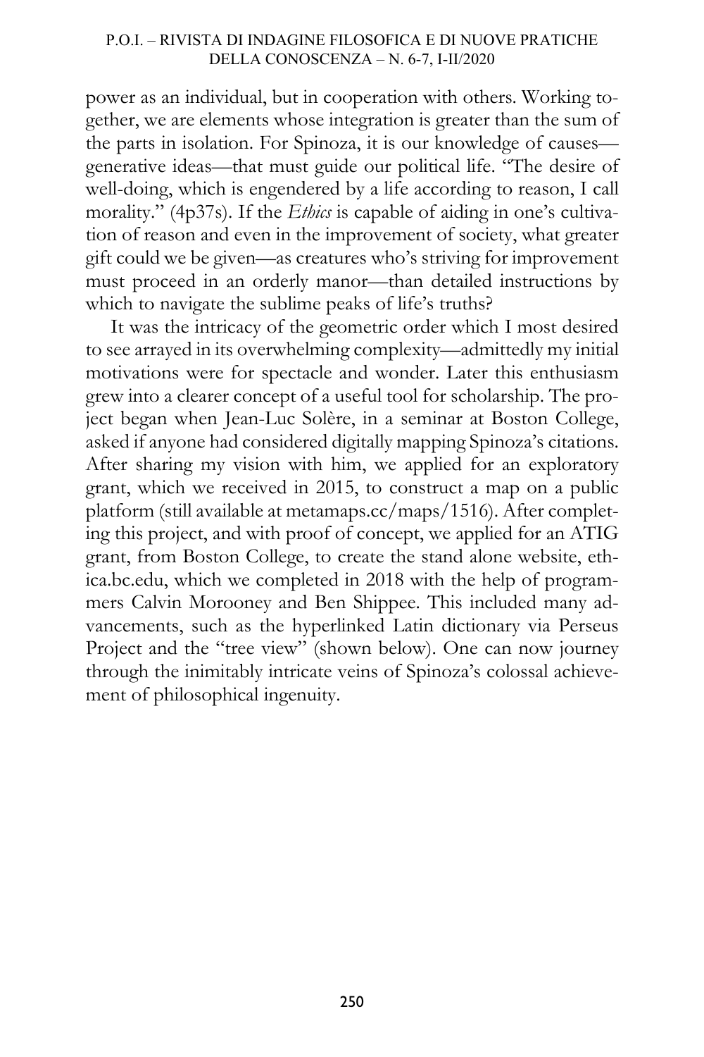power as an individual, but in cooperation with others. Working together, we are elements whose integration is greater than the sum of the parts in isolation. For Spinoza, it is our knowledge of causes—generative ideas—that must guide our political life. "The desire of well-doing, which is engendered by a life according to reason, I call morality." (4p37s). If the *Ethics* is capable of aiding in one's cultivation of reason and even in the improvement of society, what greater gift could we be given—as creatures who's striving for improvement must proceed in an orderly manor—than detailed instructions by which to navigate the sublime peaks of life's truths?

It was the intricacy of the geometric order which I most desired to see arrayed in its overwhelming complexity—admittedly my initial motivations were for spectacle and wonder. Later this enthusiasm grew into a clearer concept of a useful tool for scholarship. The project began when Jean-Luc Solère, in a seminar at Boston College, asked if anyone had considered digitally mapping Spinoza's citations. After sharing my vision with him, we applied for an exploratory grant, which we received in 2015, to construct a map on a public platform (still available at metamaps.cc/maps/1516). After completing this project, and with proof of concept, we applied for an ATIG grant, from Boston College, to create the stand alone website, ethica.bc.edu, which we completed in 2018 with the help of programmers Calvin Morooney and Ben Shippee. This included many advancements, such as the hyperlinked Latin dictionary via Perseus Project and the "tree view" (shown below). One can now journey through the inimitably intricate veins of Spinoza's colossal achievement of philosophical ingenuity.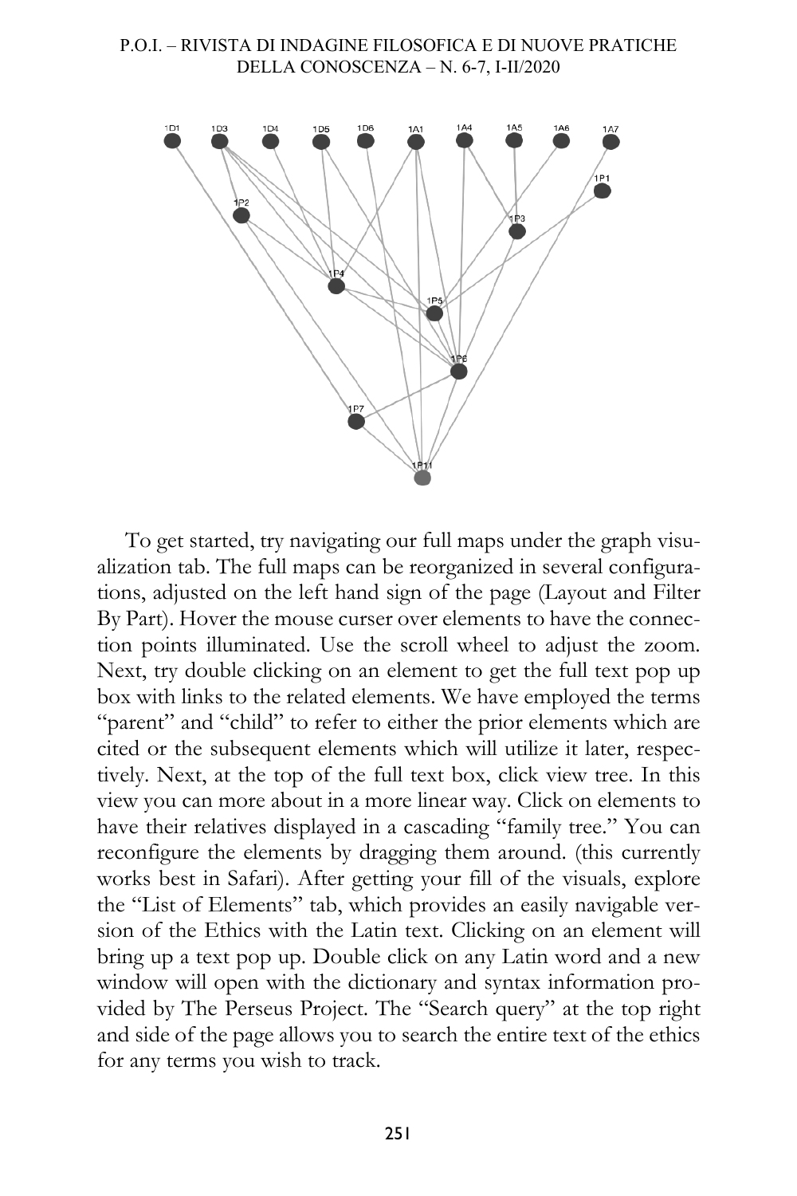1D1
1D3
1D4
1D5
1D6
1A1
1A4
1A5
1A6
1A7
1P1
1P2
1P3
1P4
1P5
1P6
1P7
1P11

To get started, try navigating our full maps under the graph visualization tab. The full maps can be reorganized in several configurations, adjusted on the left hand sign of the page (Layout and Filter By Part). Hover the mouse curser over elements to have the connection points illuminated. Use the scroll wheel to adjust the zoom. Next, try double clicking on an element to get the full text pop up box with links to the related elements. We have employed the terms "parent" and "child" to refer to either the prior elements which are cited or the subsequent elements which will utilize it later, respectively. Next, at the top of the full text box, click view tree. In this view you can more about in a more linear way. Click on elements to have their relatives displayed in a cascading "family tree." You can reconfigure the elements by dragging them around. (this currently works best in Safari). After getting your fill of the visuals, explore the "List of Elements" tab, which provides an easily navigable version of the Ethics with the Latin text. Clicking on an element will bring up a text pop up. Double click on any Latin word and a new window will open with the dictionary and syntax information provided by The Perseus Project. The "Search query" at the top right and side of the page allows you to search the entire text of the ethics for any terms you wish to track.